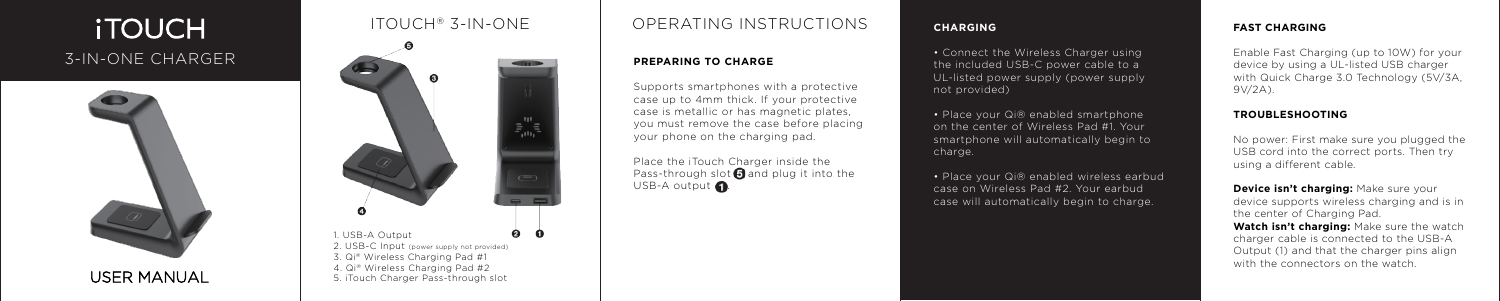# iTOUCH

## 3-IN-ONE CHARGER

USER MANUAL

## ITOUCH® 3-IN-ONE

1. USB-A Output
2. USB-C Input (power supply not provided)
3. Qi® Wireless Charging Pad #1
4. Qi® Wireless Charging Pad #2
5. iTouch Charger Pass-through slot

## OPERATING INSTRUCTIONS

### PREPARING TO CHARGE

Supports smartphones with a protective case up to 4mm thick. If your protective case is metallic or has magnetic plates, you must remove the case before placing your phone on the charging pad.

Place the iTouch Charger inside the Pass-through slot 5 and plug it into the USB-A output 1.

### CHARGING

- Connect the Wireless Charger using the included USB-C power cable to a UL-listed power supply (power supply not provided)
- Place your Qi® enabled smartphone on the center of Wireless Pad #1. Your smartphone will automatically begin to charge.
- Place your Qi® enabled wireless earbud case on Wireless Pad #2. Your earbud case will automatically begin to charge.

### FAST CHARGING

Enable Fast Charging (up to 10W) for your device by using a UL-listed USB charger with Quick Charge 3.0 Technology (5V/3A, 9V/2A).

### TROUBLESHOOTING

No power: First make sure you plugged the USB cord into the correct ports. Then try using a different cable.

**Device isn't charging:** Make sure your device supports wireless charging and is in the center of Charging Pad.

**Watch isn't charging:** Make sure the watch charger cable is connected to the USB-A Output (1) and that the charger pins align with the connectors on the watch.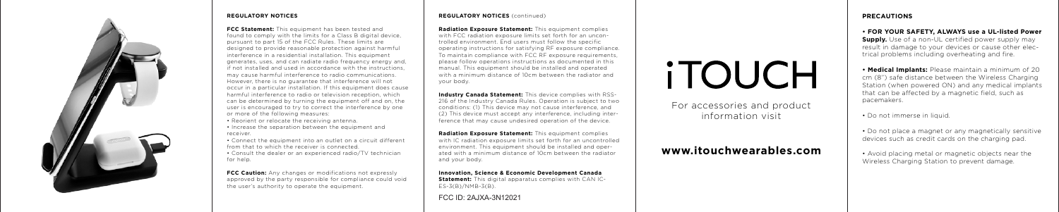## REGULATORY NOTICES

**FCC Statement:** This equipment has been tested and found to comply with the limits for a Class B digital device, pursuant to part 15 of the FCC Rules. These limits are designed to provide reasonable protection against harmful interference in a residential installation. This equipment generates, uses, and can radiate radio frequency energy and, if not installed and used in accordance with the instructions, may cause harmful interference to radio communications. However, there is no guarantee that interference will not occur in a particular installation. If this equipment does cause harmful interference to radio or television reception, which can be determined by turning the equipment off and on, the user is encouraged to try to correct the interference by one or more of the following measures:

- Reorient or relocate the receiving antenna.
- Increase the separation between the equipment and receiver.
- Connect the equipment into an outlet on a circuit different from that to which the receiver is connected.
- Consult the dealer or an experienced radio/TV technician for help.

**FCC Caution:** Any changes or modifications not expressly approved by the party responsible for compliance could void the user's authority to operate the equipment.

## REGULATORY NOTICES (continued)

**Radiation Exposure Statement:** This equipment complies with FCC radiation exposure limits set forth for an uncontrolled environment. End users must follow the specific operating instructions for satisfying RF exposure compliance. To maintain compliance with FCC RF exposure requirements, please follow operations instructions as documented in this manual. This equipment should be installed and operated with a minimum distance of 10cm between the radiator and your body.

**Industry Canada Statement:** This device complies with RSS-216 of the Industry Canada Rules. Operation is subject to two conditions: (1) This device may not cause interference, and (2) This device must accept any interference, including interference that may cause undesired operation of the device.

**Radiation Exposure Statement:** This equipment complies with IC radiation exposure limits set forth for an uncontrolled environment. This equipment should be installed and operated with a minimum distance of 10cm between the radiator and your body.

**Innovation, Science & Economic Development Canada Statement:** This digital apparatus complies with CAN ICES-3(B)/NMB-3(B).

FCC ID: 2AJXA-3N12021

# iTOUCH

For accessories and product information visit

## www.itouchwearables.com

## PRECAUTIONS

- **FOR YOUR SAFETY, ALWAYS use a UL-listed Power Supply.** Use of a non-UL certified power supply may result in damage to your devices or cause other electrical problems including overheating and fire.
- **Medical Implants:** Please maintain a minimum of 20 cm (8") safe distance between the Wireless Charging Station (when powered ON) and any medical implants that can be affected by a magnetic field, such as pacemakers.
- Do not immerse in liquid.
- Do not place a magnet or any magnetically sensitive devices such as credit cards on the charging pad.
- Avoid placing metal or magnetic objects near the Wireless Charging Station to prevent damage.